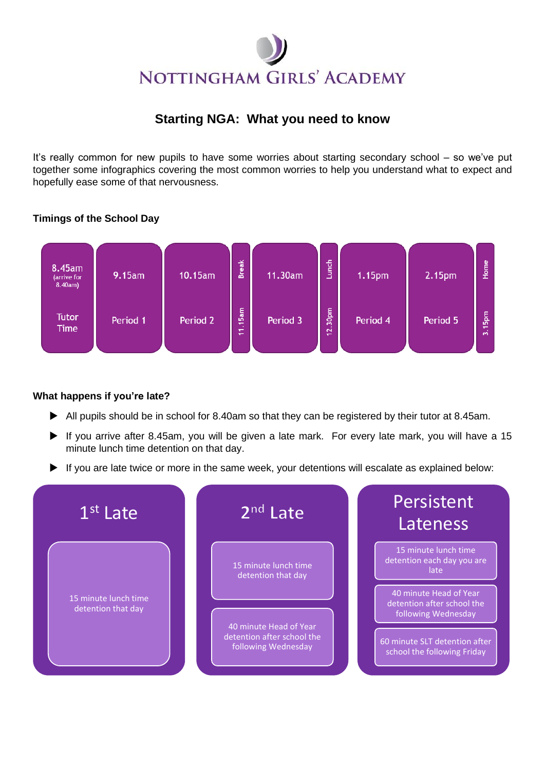# NOTTINGHAM GIRLS' ACADEMY

## Starting NGA: What you need to know

It's really common for new pupils to have some worries about starting secondary school – so we've put together some infographics covering the most common worries to help you understand what to expect and hopefully ease some of that nervousness.

### Timings of the School Day

| 8.45am (arrive for 8.40am) | 9.15am | 10.15am | Break | 11.30am | Lunch | 1.15pm | 2.15pm | Home |
|---|---|---|---|---|---|---|---|---|
| Tutor Time | Period 1 | Period 2 | 11.15am | Period 3 | 12.30pm | Period 4 | Period 5 | 3.15pm |

### What happens if you're late?

- All pupils should be in school for 8.40am so that they can be registered by their tutor at 8.45am.
- If you arrive after 8.45am, you will be given a late mark. For every late mark, you will have a 15 minute lunch time detention on that day.
- If you are late twice or more in the same week, your detentions will escalate as explained below:

| 1st Late | 2nd Late | Persistent Lateness |
|---|---|---|
| 15 minute lunch time detention that day | 15 minute lunch time detention that day | 15 minute lunch time detention each day you are late |
| | 40 minute Head of Year detention after school the following Wednesday | 40 minute Head of Year detention after school the following Wednesday |
| | | 60 minute SLT detention after school the following Friday |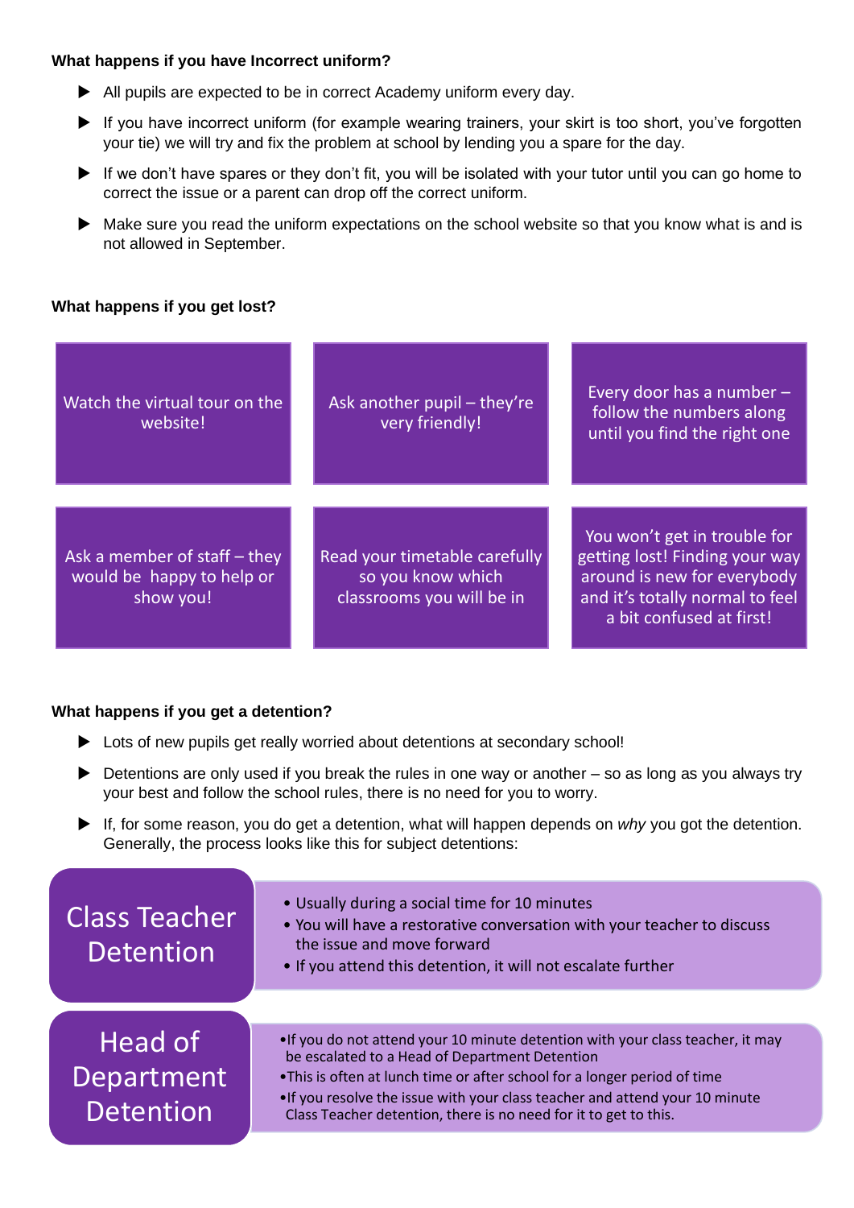**What happens if you have Incorrect uniform?**

- All pupils are expected to be in correct Academy uniform every day.
- If you have incorrect uniform (for example wearing trainers, your skirt is too short, you've forgotten your tie) we will try and fix the problem at school by lending you a spare for the day.
- If we don't have spares or they don't fit, you will be isolated with your tutor until you can go home to correct the issue or a parent can drop off the correct uniform.
- Make sure you read the uniform expectations on the school website so that you know what is and is not allowed in September.

**What happens if you get lost?**

- Watch the virtual tour on the website!
- Ask another pupil – they're very friendly!
- Every door has a number – follow the numbers along until you find the right one
- Ask a member of staff – they would be happy to help or show you!
- Read your timetable carefully so you know which classrooms you will be in
- You won't get in trouble for getting lost! Finding your way around is new for everybody and it's totally normal to feel a bit confused at first!

**What happens if you get a detention?**

- Lots of new pupils get really worried about detentions at secondary school!
- Detentions are only used if you break the rules in one way or another – so as long as you always try your best and follow the school rules, there is no need for you to worry.
- If, for some reason, you do get a detention, what will happen depends on *why* you got the detention. Generally, the process looks like this for subject detentions:

**Class Teacher Detention**

- Usually during a social time for 10 minutes
- You will have a restorative conversation with your teacher to discuss the issue and move forward
- If you attend this detention, it will not escalate further

**Head of Department Detention**

- If you do not attend your 10 minute detention with your class teacher, it may be escalated to a Head of Department Detention
- This is often at lunch time or after school for a longer period of time
- If you resolve the issue with your class teacher and attend your 10 minute Class Teacher detention, there is no need for it to get to this.